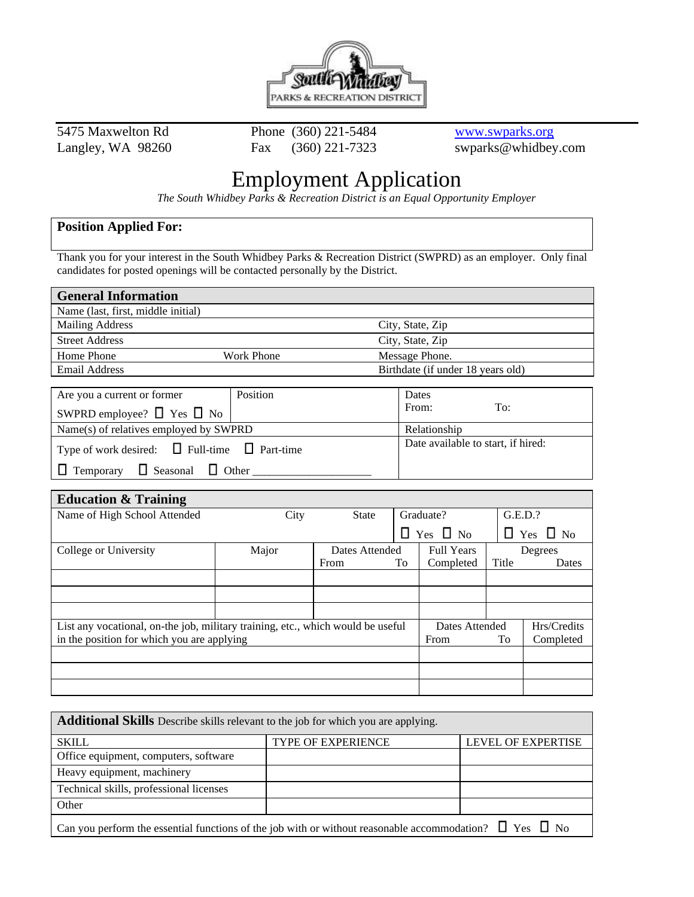5475 Maxwelton Rd
Langley, WA 98260

Phone (360) 221-5484
Fax (360) 221-7323

www.swparks.org
swparks@whidbey.com

# Employment Application

*The South Whidbey Parks & Recreation District is an Equal Opportunity Employer*

| **Position Applied For:** |
|---|

Thank you for your interest in the South Whidbey Parks & Recreation District (SWPRD) as an employer. Only final candidates for posted openings will be contacted personally by the District.

## General Information

| | | |
|---|---|---|
| Name (last, first, middle initial) | | |
| Mailing Address | | City, State, Zip |
| Street Address | | City, State, Zip |
| Home Phone | Work Phone | Message Phone. |
| Email Address | | Birthdate (if under 18 years old) |

| | | |
|---|---|---|
| Are you a current or former SWPRD employee? ☐ Yes ☐ No | Position | Dates From: To: |
| Name(s) of relatives employed by SWPRD | | Relationship |
| Type of work desired: ☐ Full-time ☐ Part-time ☐ Temporary ☐ Seasonal ☐ Other ____________________ | | Date available to start, if hired: |

## Education & Training

| Name of High School Attended | City | State | Graduate? | G.E.D.? |
|---|---|---|---|---|
| | | | ☐ Yes ☐ No | ☐ Yes ☐ No |

| College or University | Major | Dates Attended From To | Full Years Completed | Degrees Title Dates |
|---|---|---|---|---|
| | | | | |
| | | | | |
| | | | | |

| List any vocational, on-the job, military training, etc., which would be useful in the position for which you are applying | Dates Attended From To | Hrs/Credits Completed |
|---|---|---|
| | | |
| | | |
| | | |

## Additional Skills

Describe skills relevant to the job for which you are applying.

| SKILL | TYPE OF EXPERIENCE | LEVEL OF EXPERTISE |
|---|---|---|
| Office equipment, computers, software | | |
| Heavy equipment, machinery | | |
| Technical skills, professional licenses | | |
| Other | | |

Can you perform the essential functions of the job with or without reasonable accommodation? ☐ Yes ☐ No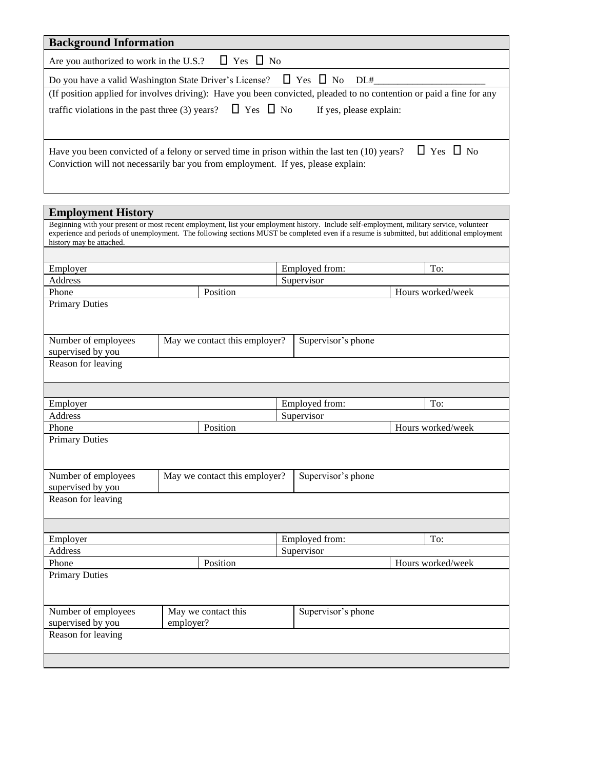## Background Information

Are you authorized to work in the U.S.? ☐ Yes ☐ No

Do you have a valid Washington State Driver's License? ☐ Yes ☐ No DL#______________________

(If position applied for involves driving): Have you been convicted, pleaded to no contention or paid a fine for any traffic violations in the past three (3) years? ☐ Yes ☐ No If yes, please explain:

Have you been convicted of a felony or served time in prison within the last ten (10) years? ☐ Yes ☐ No
Conviction will not necessarily bar you from employment. If yes, please explain:

## Employment History

Beginning with your present or most recent employment, list your employment history. Include self-employment, military service, volunteer experience and periods of unemployment. The following sections MUST be completed even if a resume is submitted, but additional employment history may be attached.

| Employer | | Employed from: | To: |
|---|---|---|---|
| Address | | Supervisor | |
| Phone | Position | | Hours worked/week |
| Primary Duties | | | |
| Number of employees supervised by you | May we contact this employer? | Supervisor's phone | |
| Reason for leaving | | | |

| Employer | | Employed from: | To: |
|---|---|---|---|
| Address | | Supervisor | |
| Phone | Position | | Hours worked/week |
| Primary Duties | | | |
| Number of employees supervised by you | May we contact this employer? | Supervisor's phone | |
| Reason for leaving | | | |

| Employer | | Employed from: | To: |
|---|---|---|---|
| Address | | Supervisor | |
| Phone | Position | | Hours worked/week |
| Primary Duties | | | |
| Number of employees supervised by you | May we contact this employer? | Supervisor's phone | |
| Reason for leaving | | | |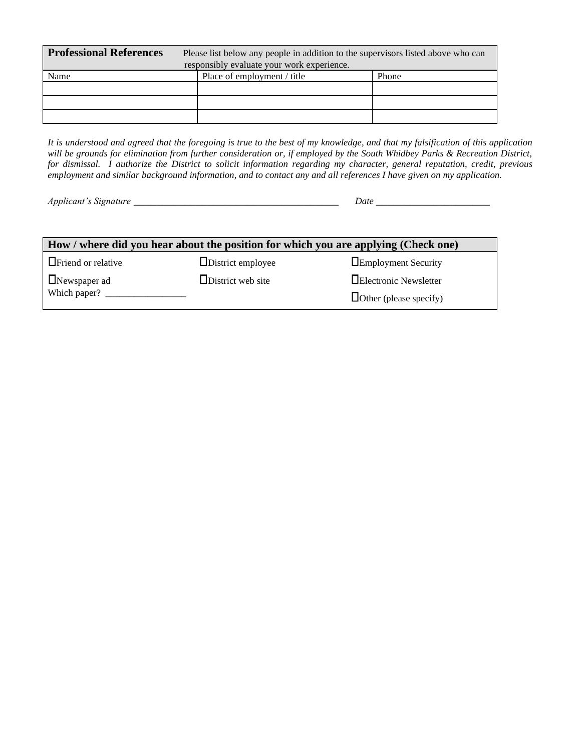| **Professional References** | Please list below any people in addition to the supervisors listed above who can responsibly evaluate your work experience. | |
|---|---|---|
| Name | Place of employment / title | Phone |
| | | |
| | | |
| | | |

*It is understood and agreed that the foregoing is true to the best of my knowledge, and that my falsification of this application will be grounds for elimination from further consideration or, if employed by the South Whidbey Parks & Recreation District, for dismissal. I authorize the District to solicit information regarding my character, general reputation, credit, previous employment and similar background information, and to contact any and all references I have given on my application.*

*Applicant's Signature* ___________________________________________ *Date* ________________________

| **How / where did you hear about the position for which you are applying (Check one)** | | |
|---|---|---|
| ☐Friend or relative | ☐District employee | ☐Employment Security |
| ☐Newspaper ad<br>Which paper? _________________ | ☐District web site | ☐Electronic Newsletter<br>☐Other (please specify) |